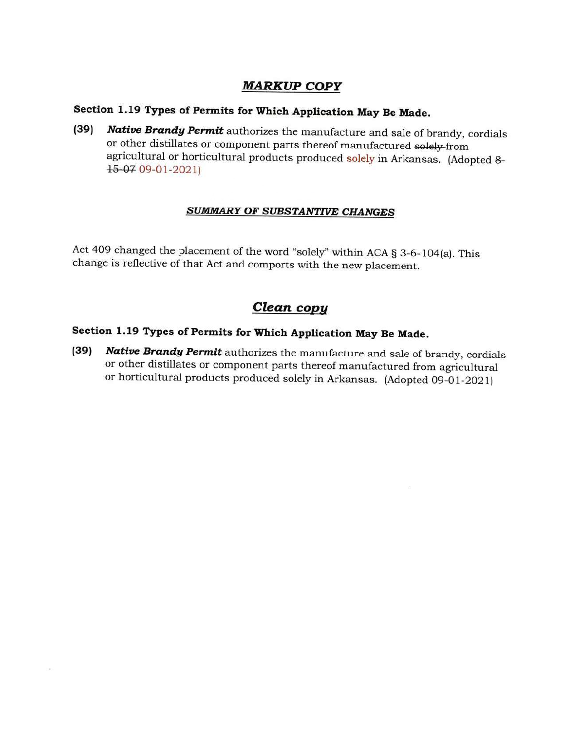## *MARKUP COPY*

### Section 1.19 Types of Permits for Which Application May Be Made.

**(39)** ***Native Brandy Permit*** authorizes the manufacture and sale of brandy, cordials or other distillates or component parts thereof manufactured ~~solely~~ from agricultural or horticultural products produced solely in Arkansas. (Adopted ~~8-15-07~~ 09-01-2021)

#### *SUMMARY OF SUBSTANTIVE CHANGES*

Act 409 changed the placement of the word "solely" within ACA § 3-6-104(a). This change is reflective of that Act and comports with the new placement.

## *Clean copy*

### Section 1.19 Types of Permits for Which Application May Be Made.

**(39)** ***Native Brandy Permit*** authorizes the manufacture and sale of brandy, cordials or other distillates or component parts thereof manufactured from agricultural or horticultural products produced solely in Arkansas. (Adopted 09-01-2021)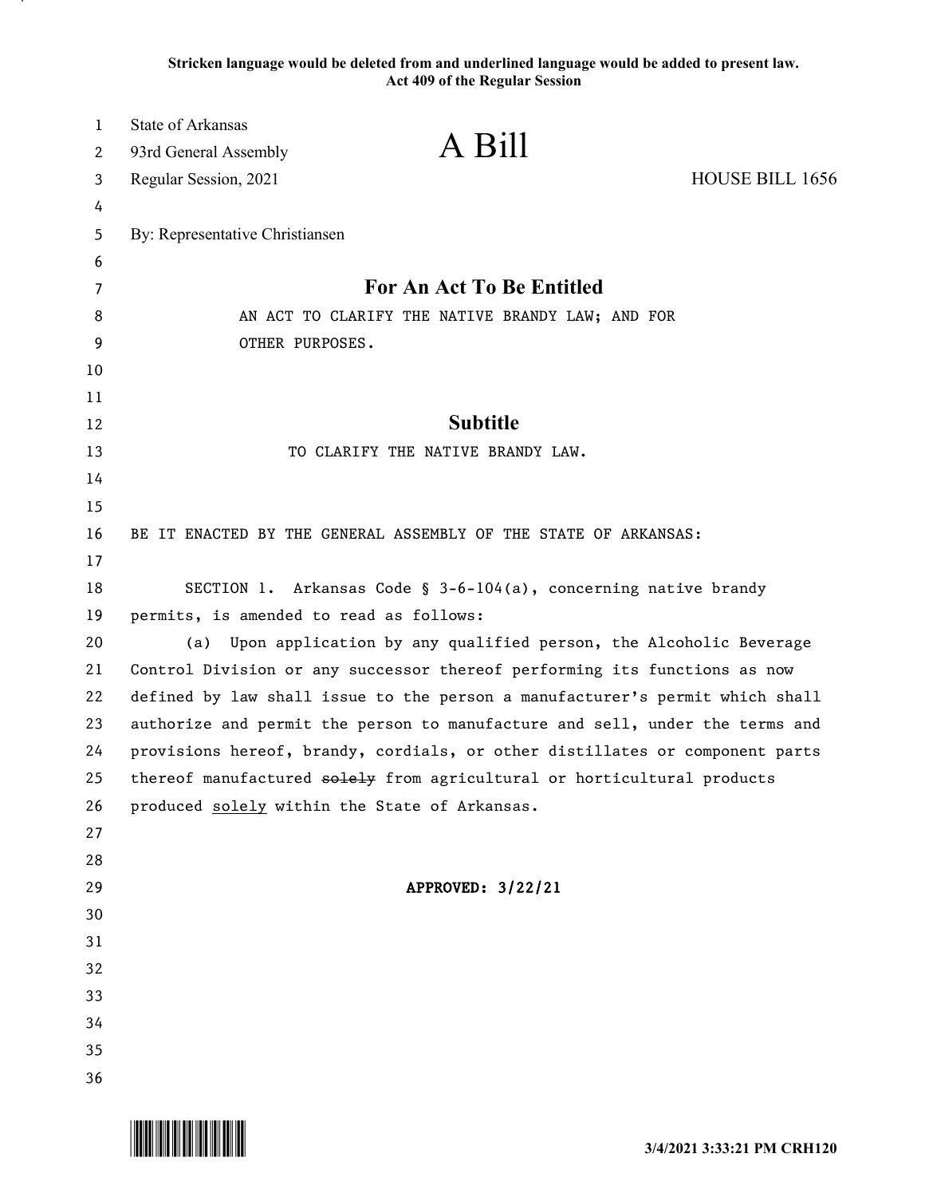**Stricken language would be deleted from and underlined language would be added to present law.**
**Act 409 of the Regular Session**

State of Arkansas
93rd General Assembly
Regular Session, 2021

# A Bill

HOUSE BILL 1656

By: Representative Christiansen

## For An Act To Be Entitled

AN ACT TO CLARIFY THE NATIVE BRANDY LAW; AND FOR OTHER PURPOSES.

## Subtitle

TO CLARIFY THE NATIVE BRANDY LAW.

BE IT ENACTED BY THE GENERAL ASSEMBLY OF THE STATE OF ARKANSAS:

SECTION 1. Arkansas Code § 3-6-104(a), concerning native brandy permits, is amended to read as follows:

(a) Upon application by any qualified person, the Alcoholic Beverage Control Division or any successor thereof performing its functions as now defined by law shall issue to the person a manufacturer's permit which shall authorize and permit the person to manufacture and sell, under the terms and provisions hereof, brandy, cordials, or other distillates or component parts thereof manufactured ~~solely~~ from agricultural or horticultural products produced <u>solely</u> within the State of Arkansas.

**APPROVED: 3/22/21**

3/4/2021 3:33:21 PM CRH120